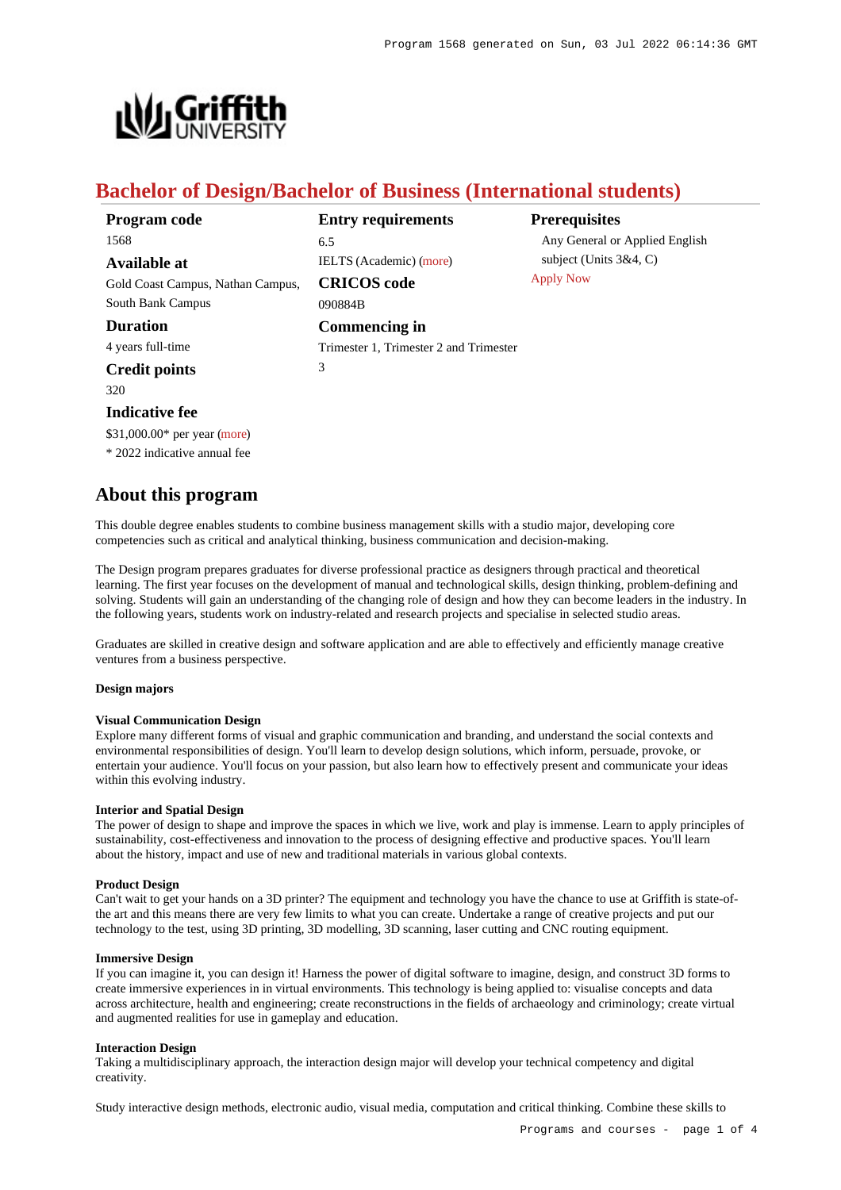# Bachelor of Design/Bachelor of Business (International students)

**Program code**
1568

**Available at**
Gold Coast Campus, Nathan Campus, South Bank Campus

**Duration**
4 years full-time

**Credit points**
320

**Indicative fee**
$31,000.00* per year (more)
* 2022 indicative annual fee

**Entry requirements**
6.5
IELTS (Academic) (more)

**CRICOS code**
090884B

**Commencing in**
Trimester 1, Trimester 2 and Trimester 3

**Prerequisites**
Any General or Applied English subject (Units 3&4, C)

Apply Now

## About this program

This double degree enables students to combine business management skills with a studio major, developing core competencies such as critical and analytical thinking, business communication and decision-making.

The Design program prepares graduates for diverse professional practice as designers through practical and theoretical learning. The first year focuses on the development of manual and technological skills, design thinking, problem-defining and solving. Students will gain an understanding of the changing role of design and how they can become leaders in the industry. In the following years, students work on industry-related and research projects and specialise in selected studio areas.

Graduates are skilled in creative design and software application and are able to effectively and efficiently manage creative ventures from a business perspective.

#### Design majors

**Visual Communication Design**
Explore many different forms of visual and graphic communication and branding, and understand the social contexts and environmental responsibilities of design. You'll learn to develop design solutions, which inform, persuade, provoke, or entertain your audience. You'll focus on your passion, but also learn how to effectively present and communicate your ideas within this evolving industry.

**Interior and Spatial Design**
The power of design to shape and improve the spaces in which we live, work and play is immense. Learn to apply principles of sustainability, cost-effectiveness and innovation to the process of designing effective and productive spaces. You'll learn about the history, impact and use of new and traditional materials in various global contexts.

**Product Design**
Can't wait to get your hands on a 3D printer? The equipment and technology you have the chance to use at Griffith is state-of-the art and this means there are very few limits to what you can create. Undertake a range of creative projects and put our technology to the test, using 3D printing, 3D modelling, 3D scanning, laser cutting and CNC routing equipment.

**Immersive Design**
If you can imagine it, you can design it! Harness the power of digital software to imagine, design, and construct 3D forms to create immersive experiences in in virtual environments. This technology is being applied to: visualise concepts and data across architecture, health and engineering; create reconstructions in the fields of archaeology and criminology; create virtual and augmented realities for use in gameplay and education.

**Interaction Design**
Taking a multidisciplinary approach, the interaction design major will develop your technical competency and digital creativity.

Study interactive design methods, electronic audio, visual media, computation and critical thinking. Combine these skills to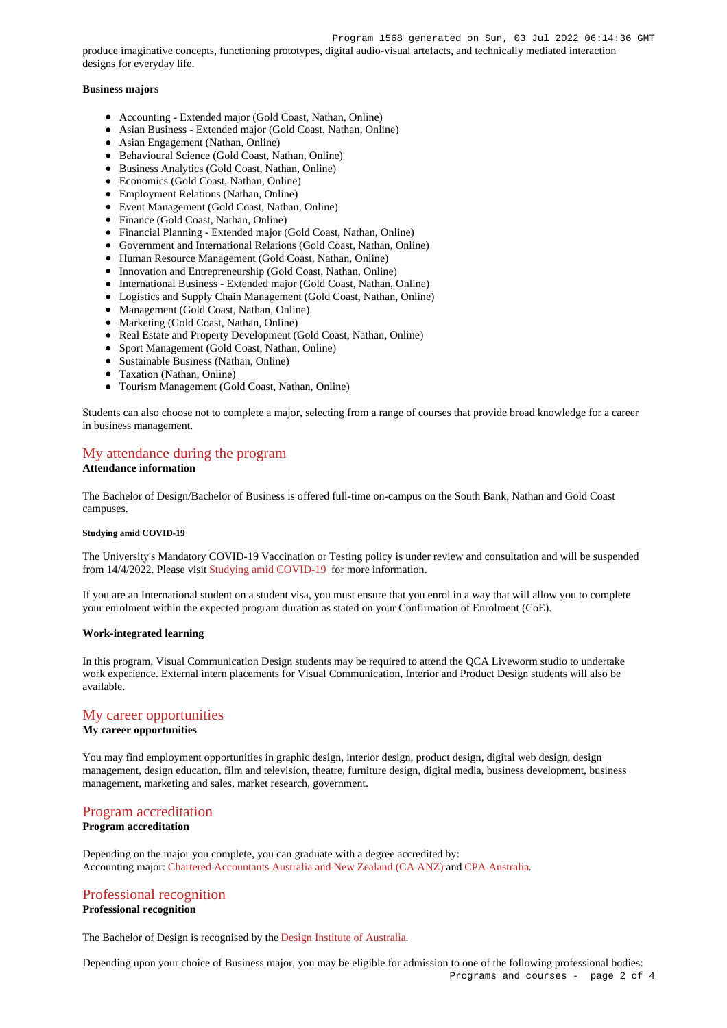produce imaginative concepts, functioning prototypes, digital audio-visual artefacts, and technically mediated interaction designs for everyday life.

**Business majors**

- Accounting - Extended major (Gold Coast, Nathan, Online)
- Asian Business - Extended major (Gold Coast, Nathan, Online)
- Asian Engagement (Nathan, Online)
- Behavioural Science (Gold Coast, Nathan, Online)
- Business Analytics (Gold Coast, Nathan, Online)
- Economics (Gold Coast, Nathan, Online)
- Employment Relations (Nathan, Online)
- Event Management (Gold Coast, Nathan, Online)
- Finance (Gold Coast, Nathan, Online)
- Financial Planning - Extended major (Gold Coast, Nathan, Online)
- Government and International Relations (Gold Coast, Nathan, Online)
- Human Resource Management (Gold Coast, Nathan, Online)
- Innovation and Entrepreneurship (Gold Coast, Nathan, Online)
- International Business - Extended major (Gold Coast, Nathan, Online)
- Logistics and Supply Chain Management (Gold Coast, Nathan, Online)
- Management (Gold Coast, Nathan, Online)
- Marketing (Gold Coast, Nathan, Online)
- Real Estate and Property Development (Gold Coast, Nathan, Online)
- Sport Management (Gold Coast, Nathan, Online)
- Sustainable Business (Nathan, Online)
- Taxation (Nathan, Online)
- Tourism Management (Gold Coast, Nathan, Online)

Students can also choose not to complete a major, selecting from a range of courses that provide broad knowledge for a career in business management.

## My attendance during the program

**Attendance information**

The Bachelor of Design/Bachelor of Business is offered full-time on-campus on the South Bank, Nathan and Gold Coast campuses.

##### Studying amid COVID-19

The University's Mandatory COVID-19 Vaccination or Testing policy is under review and consultation and will be suspended from 14/4/2022. Please visit Studying amid COVID-19 for more information.

If you are an International student on a student visa, you must ensure that you enrol in a way that will allow you to complete your enrolment within the expected program duration as stated on your Confirmation of Enrolment (CoE).

**Work-integrated learning**

In this program, Visual Communication Design students may be required to attend the QCA Liveworm studio to undertake work experience. External intern placements for Visual Communication, Interior and Product Design students will also be available.

## My career opportunities

**My career opportunities**

You may find employment opportunities in graphic design, interior design, product design, digital web design, design management, design education, film and television, theatre, furniture design, digital media, business development, business management, marketing and sales, market research, government.

## Program accreditation

**Program accreditation**

Depending on the major you complete, you can graduate with a degree accredited by:
Accounting major: Chartered Accountants Australia and New Zealand (CA ANZ) and CPA Australia.

## Professional recognition

**Professional recognition**

The Bachelor of Design is recognised by the Design Institute of Australia.

Depending upon your choice of Business major, you may be eligible for admission to one of the following professional bodies: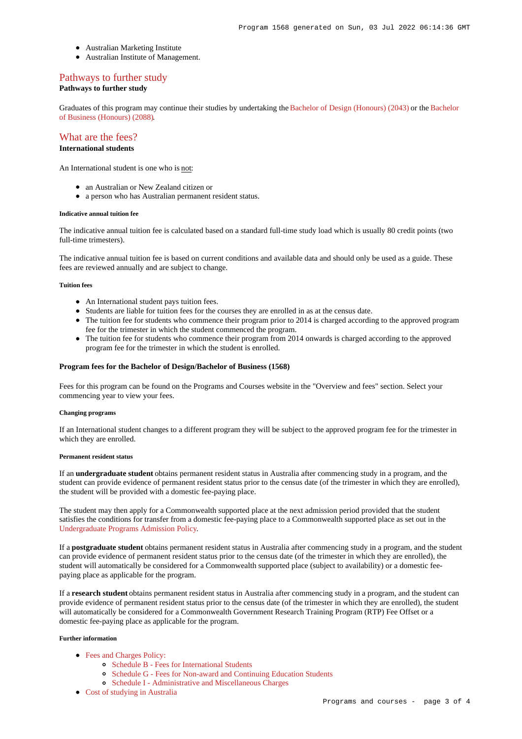- Australian Marketing Institute
- Australian Institute of Management.

## Pathways to further study

**Pathways to further study**

Graduates of this program may continue their studies by undertaking the Bachelor of Design (Honours) (2043) or the Bachelor of Business (Honours) (2088).

## What are the fees?

**International students**

An International student is one who is not:

- an Australian or New Zealand citizen or
- a person who has Australian permanent resident status.

##### Indicative annual tuition fee

The indicative annual tuition fee is calculated based on a standard full-time study load which is usually 80 credit points (two full-time trimesters).

The indicative annual tuition fee is based on current conditions and available data and should only be used as a guide. These fees are reviewed annually and are subject to change.

##### Tuition fees

- An International student pays tuition fees.
- Students are liable for tuition fees for the courses they are enrolled in as at the census date.
- The tuition fee for students who commence their program prior to 2014 is charged according to the approved program fee for the trimester in which the student commenced the program.
- The tuition fee for students who commence their program from 2014 onwards is charged according to the approved program fee for the trimester in which the student is enrolled.

**Program fees for the Bachelor of Design/Bachelor of Business (1568)**

Fees for this program can be found on the Programs and Courses website in the "Overview and fees" section. Select your commencing year to view your fees.

##### Changing programs

If an International student changes to a different program they will be subject to the approved program fee for the trimester in which they are enrolled.

##### Permanent resident status

If an **undergraduate student** obtains permanent resident status in Australia after commencing study in a program, and the student can provide evidence of permanent resident status prior to the census date (of the trimester in which they are enrolled), the student will be provided with a domestic fee-paying place.

The student may then apply for a Commonwealth supported place at the next admission period provided that the student satisfies the conditions for transfer from a domestic fee-paying place to a Commonwealth supported place as set out in the Undergraduate Programs Admission Policy.

If a **postgraduate student** obtains permanent resident status in Australia after commencing study in a program, and the student can provide evidence of permanent resident status prior to the census date (of the trimester in which they are enrolled), the student will automatically be considered for a Commonwealth supported place (subject to availability) or a domestic fee-paying place as applicable for the program.

If a **research student** obtains permanent resident status in Australia after commencing study in a program, and the student can provide evidence of permanent resident status prior to the census date (of the trimester in which they are enrolled), the student will automatically be considered for a Commonwealth Government Research Training Program (RTP) Fee Offset or a domestic fee-paying place as applicable for the program.

##### Further information

- Fees and Charges Policy:
  - Schedule B - Fees for International Students
  - Schedule G - Fees for Non-award and Continuing Education Students
  - Schedule I - Administrative and Miscellaneous Charges
- Cost of studying in Australia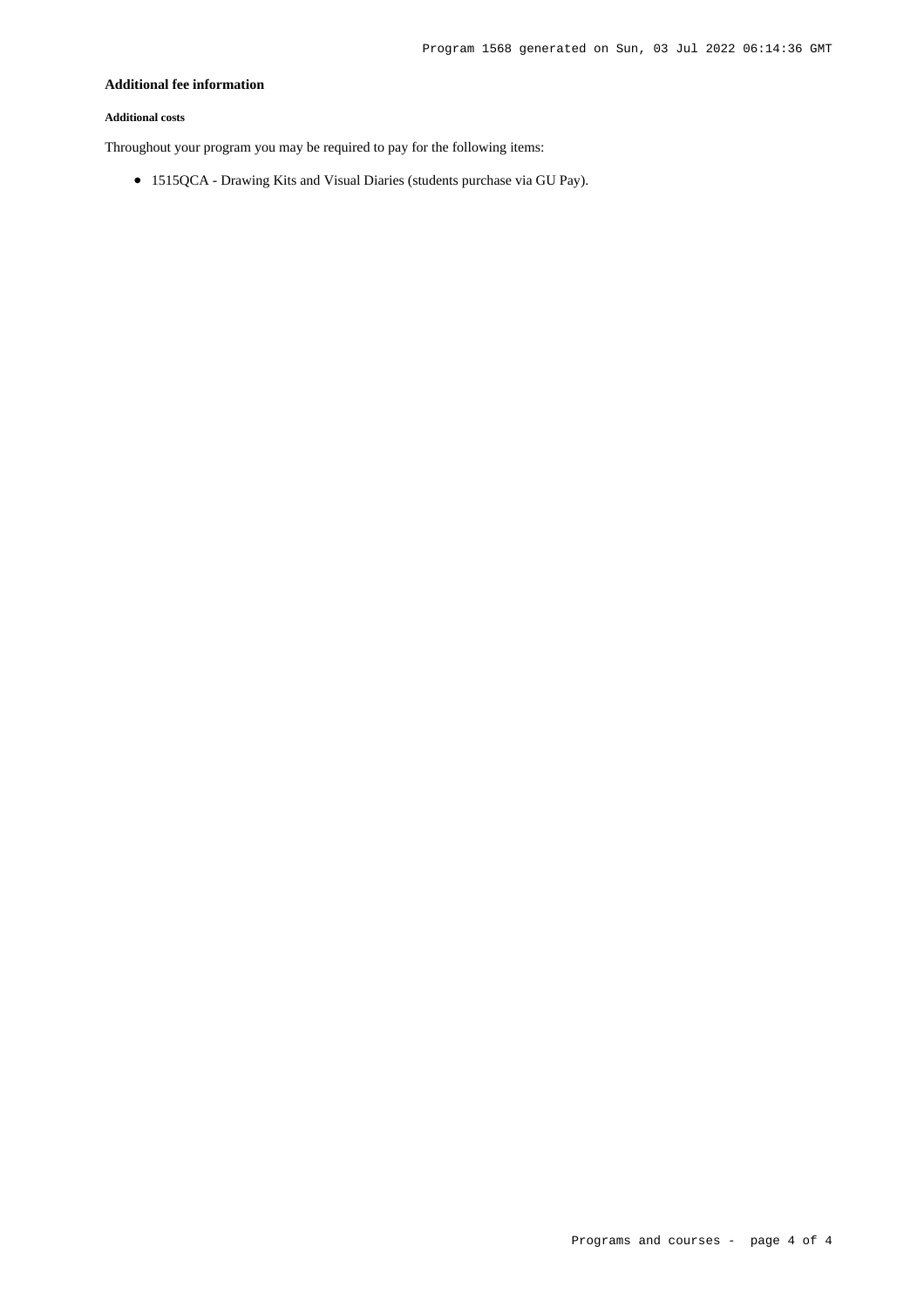### Additional fee information

#### Additional costs

Throughout your program you may be required to pay for the following items:

- 1515QCA - Drawing Kits and Visual Diaries (students purchase via GU Pay).